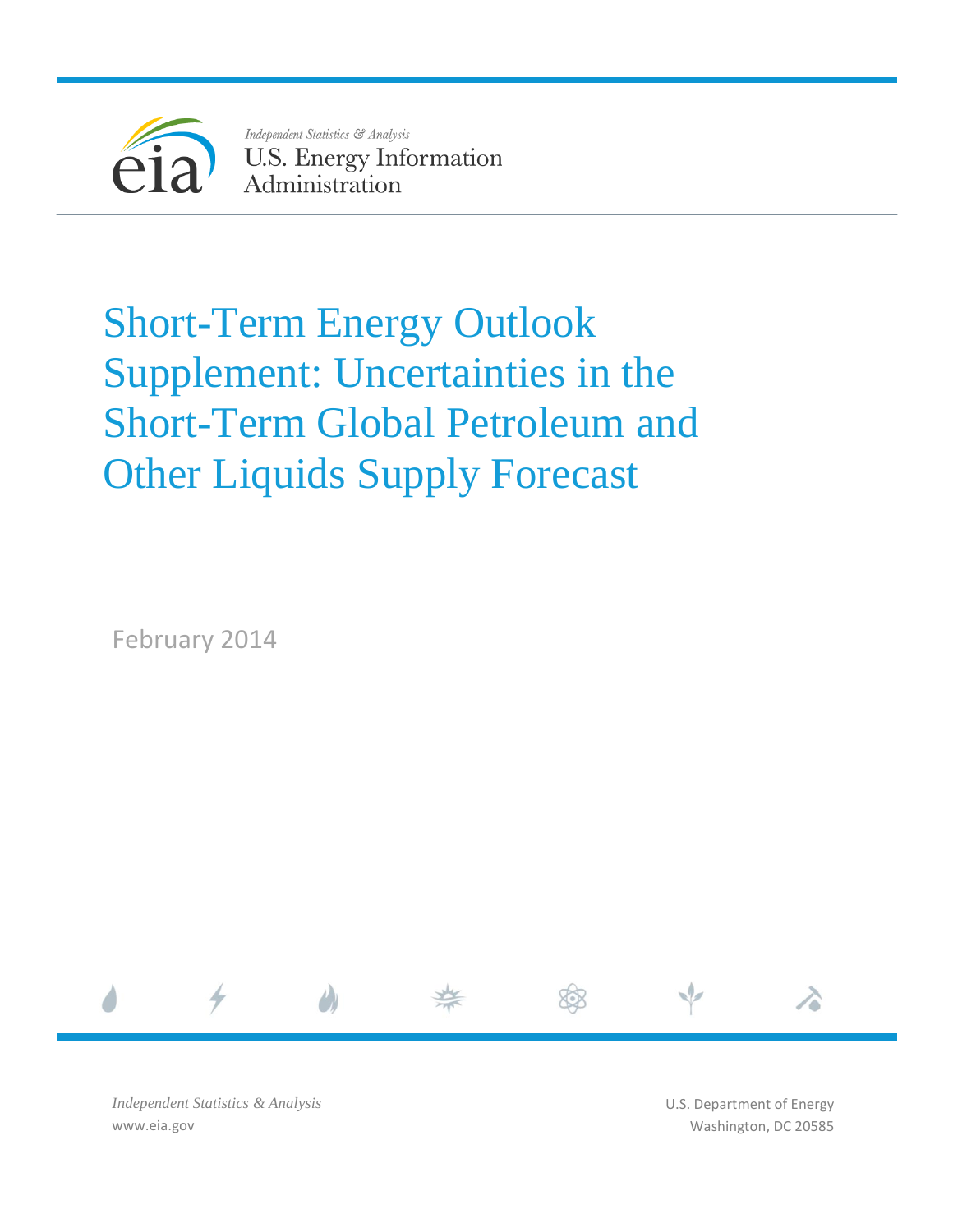*Independent Statistics & Analysis*
U.S. Energy Information Administration

# Short-Term Energy Outlook Supplement: Uncertainties in the Short-Term Global Petroleum and Other Liquids Supply Forecast

February 2014

*Independent Statistics & Analysis*
www.eia.gov

U.S. Department of Energy
Washington, DC 20585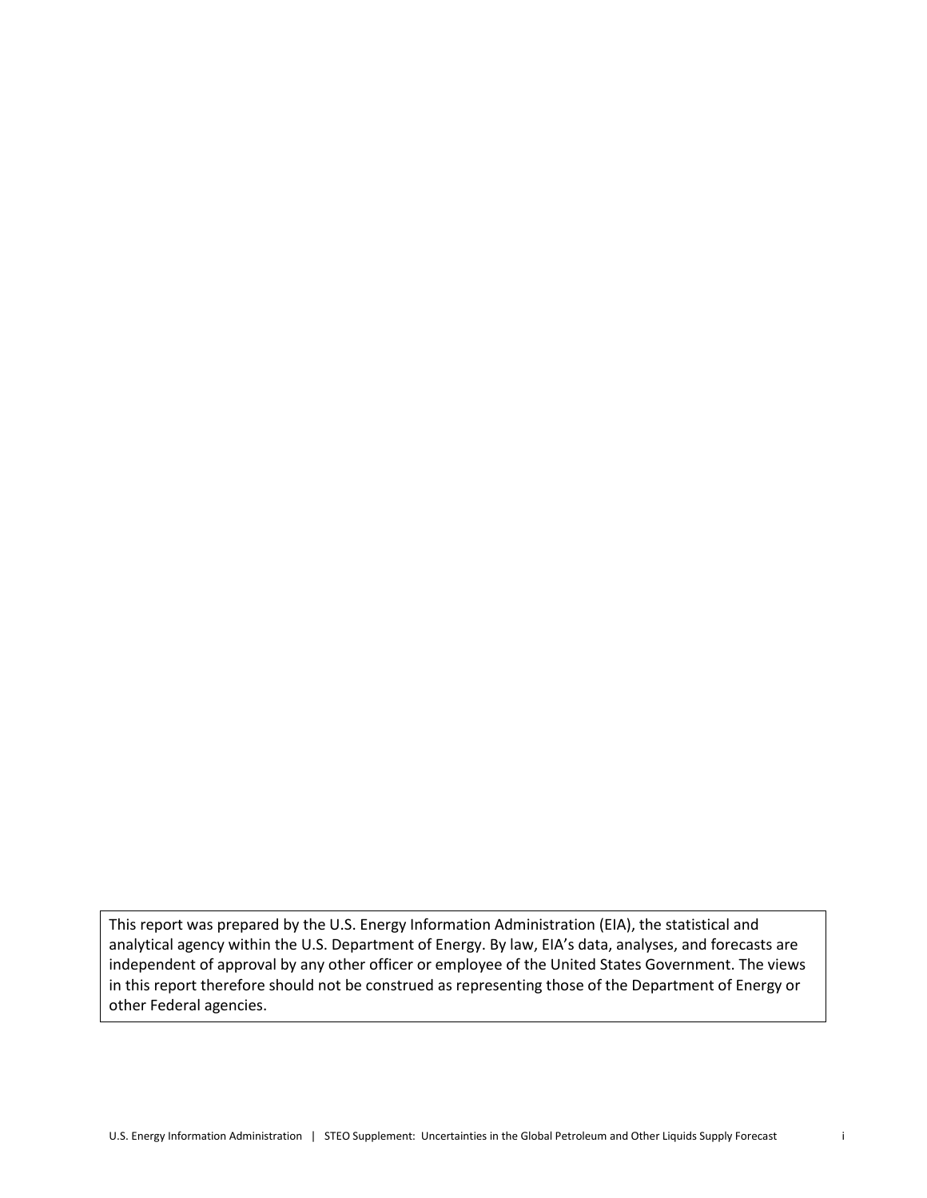This report was prepared by the U.S. Energy Information Administration (EIA), the statistical and analytical agency within the U.S. Department of Energy. By law, EIA's data, analyses, and forecasts are independent of approval by any other officer or employee of the United States Government. The views in this report therefore should not be construed as representing those of the Department of Energy or other Federal agencies.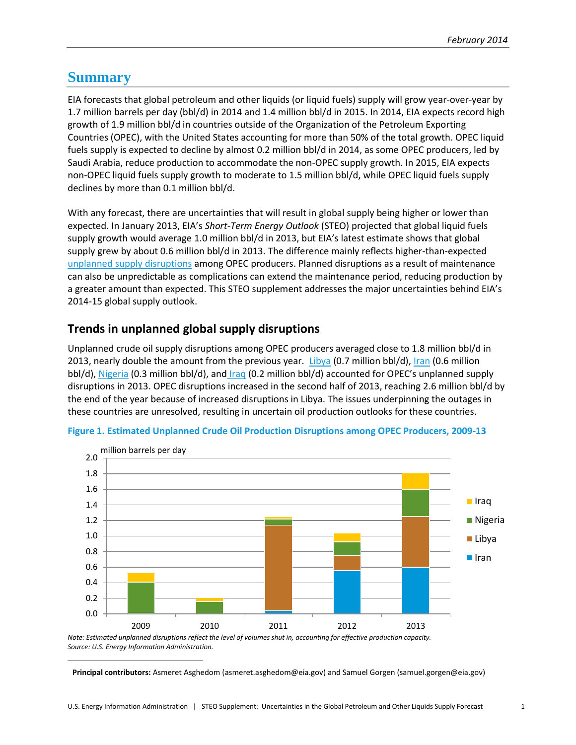# Summary

EIA forecasts that global petroleum and other liquids (or liquid fuels) supply will grow year-over-year by 1.7 million barrels per day (bbl/d) in 2014 and 1.4 million bbl/d in 2015. In 2014, EIA expects record high growth of 1.9 million bbl/d in countries outside of the Organization of the Petroleum Exporting Countries (OPEC), with the United States accounting for more than 50% of the total growth. OPEC liquid fuels supply is expected to decline by almost 0.2 million bbl/d in 2014, as some OPEC producers, led by Saudi Arabia, reduce production to accommodate the non-OPEC supply growth. In 2015, EIA expects non-OPEC liquid fuels supply growth to moderate to 1.5 million bbl/d, while OPEC liquid fuels supply declines by more than 0.1 million bbl/d.

With any forecast, there are uncertainties that will result in global supply being higher or lower than expected. In January 2013, EIA's *Short-Term Energy Outlook* (STEO) projected that global liquid fuels supply growth would average 1.0 million bbl/d in 2013, but EIA's latest estimate shows that global supply grew by about 0.6 million bbl/d in 2013. The difference mainly reflects higher-than-expected unplanned supply disruptions among OPEC producers. Planned disruptions as a result of maintenance can also be unpredictable as complications can extend the maintenance period, reducing production by a greater amount than expected. This STEO supplement addresses the major uncertainties behind EIA's 2014-15 global supply outlook.

## Trends in unplanned global supply disruptions

Unplanned crude oil supply disruptions among OPEC producers averaged close to 1.8 million bbl/d in 2013, nearly double the amount from the previous year. Libya (0.7 million bbl/d), Iran (0.6 million bbl/d), Nigeria (0.3 million bbl/d), and Iraq (0.2 million bbl/d) accounted for OPEC's unplanned supply disruptions in 2013. OPEC disruptions increased in the second half of 2013, reaching 2.6 million bbl/d by the end of the year because of increased disruptions in Libya. The issues underpinning the outages in these countries are unresolved, resulting in uncertain oil production outlooks for these countries.

**Figure 1. Estimated Unplanned Crude Oil Production Disruptions among OPEC Producers, 2009-13**

*Note: Estimated unplanned disruptions reflect the level of volumes shut in, accounting for effective production capacity.*
*Source: U.S. Energy Information Administration.*

**Principal contributors:** Asmeret Asghedom (asmeret.asghedom@eia.gov) and Samuel Gorgen (samuel.gorgen@eia.gov)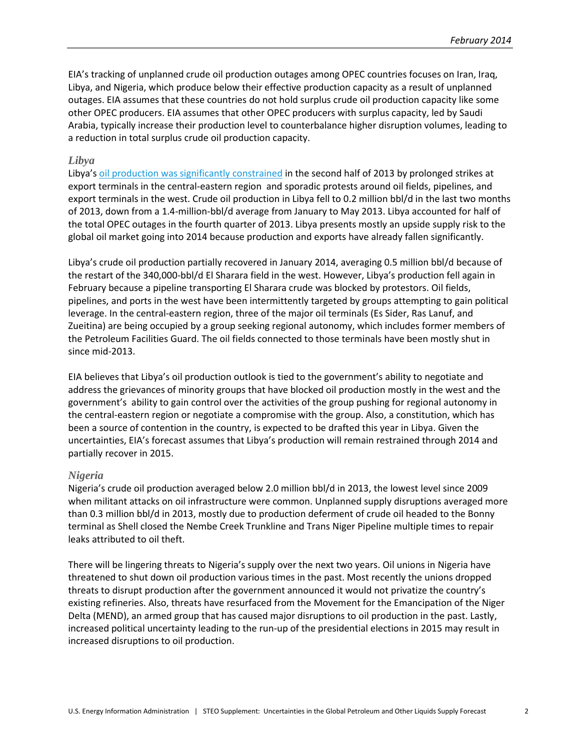EIA's tracking of unplanned crude oil production outages among OPEC countries focuses on Iran, Iraq, Libya, and Nigeria, which produce below their effective production capacity as a result of unplanned outages. EIA assumes that these countries do not hold surplus crude oil production capacity like some other OPEC producers. EIA assumes that other OPEC producers with surplus capacity, led by Saudi Arabia, typically increase their production level to counterbalance higher disruption volumes, leading to a reduction in total surplus crude oil production capacity.

### Libya

Libya's oil production was significantly constrained in the second half of 2013 by prolonged strikes at export terminals in the central-eastern region and sporadic protests around oil fields, pipelines, and export terminals in the west. Crude oil production in Libya fell to 0.2 million bbl/d in the last two months of 2013, down from a 1.4-million-bbl/d average from January to May 2013. Libya accounted for half of the total OPEC outages in the fourth quarter of 2013. Libya presents mostly an upside supply risk to the global oil market going into 2014 because production and exports have already fallen significantly.

Libya's crude oil production partially recovered in January 2014, averaging 0.5 million bbl/d because of the restart of the 340,000-bbl/d El Sharara field in the west. However, Libya's production fell again in February because a pipeline transporting El Sharara crude was blocked by protestors. Oil fields, pipelines, and ports in the west have been intermittently targeted by groups attempting to gain political leverage. In the central-eastern region, three of the major oil terminals (Es Sider, Ras Lanuf, and Zueitina) are being occupied by a group seeking regional autonomy, which includes former members of the Petroleum Facilities Guard. The oil fields connected to those terminals have been mostly shut in since mid-2013.

EIA believes that Libya's oil production outlook is tied to the government's ability to negotiate and address the grievances of minority groups that have blocked oil production mostly in the west and the government's ability to gain control over the activities of the group pushing for regional autonomy in the central-eastern region or negotiate a compromise with the group. Also, a constitution, which has been a source of contention in the country, is expected to be drafted this year in Libya. Given the uncertainties, EIA's forecast assumes that Libya's production will remain restrained through 2014 and partially recover in 2015.

### Nigeria

Nigeria's crude oil production averaged below 2.0 million bbl/d in 2013, the lowest level since 2009 when militant attacks on oil infrastructure were common. Unplanned supply disruptions averaged more than 0.3 million bbl/d in 2013, mostly due to production deferment of crude oil headed to the Bonny terminal as Shell closed the Nembe Creek Trunkline and Trans Niger Pipeline multiple times to repair leaks attributed to oil theft.

There will be lingering threats to Nigeria's supply over the next two years. Oil unions in Nigeria have threatened to shut down oil production various times in the past. Most recently the unions dropped threats to disrupt production after the government announced it would not privatize the country's existing refineries. Also, threats have resurfaced from the Movement for the Emancipation of the Niger Delta (MEND), an armed group that has caused major disruptions to oil production in the past. Lastly, increased political uncertainty leading to the run-up of the presidential elections in 2015 may result in increased disruptions to oil production.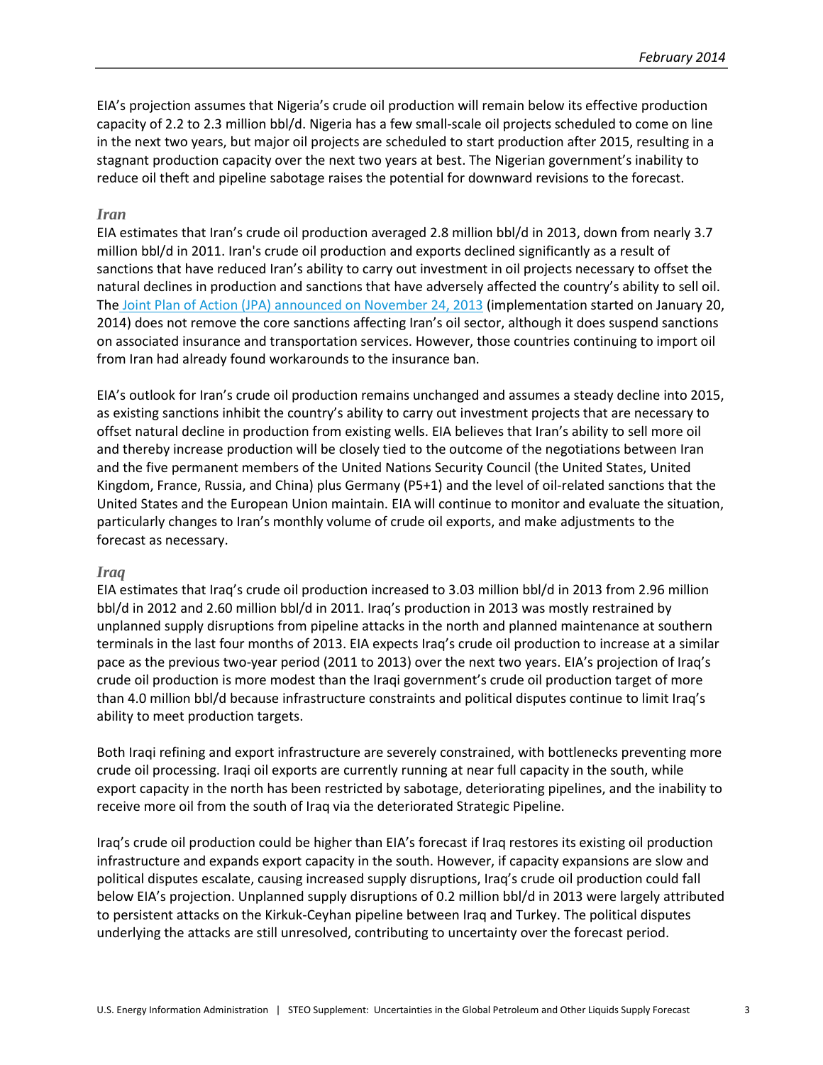EIA's projection assumes that Nigeria's crude oil production will remain below its effective production capacity of 2.2 to 2.3 million bbl/d. Nigeria has a few small-scale oil projects scheduled to come on line in the next two years, but major oil projects are scheduled to start production after 2015, resulting in a stagnant production capacity over the next two years at best. The Nigerian government's inability to reduce oil theft and pipeline sabotage raises the potential for downward revisions to the forecast.

### *Iran*

EIA estimates that Iran's crude oil production averaged 2.8 million bbl/d in 2013, down from nearly 3.7 million bbl/d in 2011. Iran's crude oil production and exports declined significantly as a result of sanctions that have reduced Iran's ability to carry out investment in oil projects necessary to offset the natural declines in production and sanctions that have adversely affected the country's ability to sell oil. The Joint Plan of Action (JPA) announced on November 24, 2013 (implementation started on January 20, 2014) does not remove the core sanctions affecting Iran's oil sector, although it does suspend sanctions on associated insurance and transportation services. However, those countries continuing to import oil from Iran had already found workarounds to the insurance ban.

EIA's outlook for Iran's crude oil production remains unchanged and assumes a steady decline into 2015, as existing sanctions inhibit the country's ability to carry out investment projects that are necessary to offset natural decline in production from existing wells. EIA believes that Iran's ability to sell more oil and thereby increase production will be closely tied to the outcome of the negotiations between Iran and the five permanent members of the United Nations Security Council (the United States, United Kingdom, France, Russia, and China) plus Germany (P5+1) and the level of oil-related sanctions that the United States and the European Union maintain. EIA will continue to monitor and evaluate the situation, particularly changes to Iran's monthly volume of crude oil exports, and make adjustments to the forecast as necessary.

### *Iraq*

EIA estimates that Iraq's crude oil production increased to 3.03 million bbl/d in 2013 from 2.96 million bbl/d in 2012 and 2.60 million bbl/d in 2011. Iraq's production in 2013 was mostly restrained by unplanned supply disruptions from pipeline attacks in the north and planned maintenance at southern terminals in the last four months of 2013. EIA expects Iraq's crude oil production to increase at a similar pace as the previous two-year period (2011 to 2013) over the next two years. EIA's projection of Iraq's crude oil production is more modest than the Iraqi government's crude oil production target of more than 4.0 million bbl/d because infrastructure constraints and political disputes continue to limit Iraq's ability to meet production targets.

Both Iraqi refining and export infrastructure are severely constrained, with bottlenecks preventing more crude oil processing. Iraqi oil exports are currently running at near full capacity in the south, while export capacity in the north has been restricted by sabotage, deteriorating pipelines, and the inability to receive more oil from the south of Iraq via the deteriorated Strategic Pipeline.

Iraq's crude oil production could be higher than EIA's forecast if Iraq restores its existing oil production infrastructure and expands export capacity in the south. However, if capacity expansions are slow and political disputes escalate, causing increased supply disruptions, Iraq's crude oil production could fall below EIA's projection. Unplanned supply disruptions of 0.2 million bbl/d in 2013 were largely attributed to persistent attacks on the Kirkuk-Ceyhan pipeline between Iraq and Turkey. The political disputes underlying the attacks are still unresolved, contributing to uncertainty over the forecast period.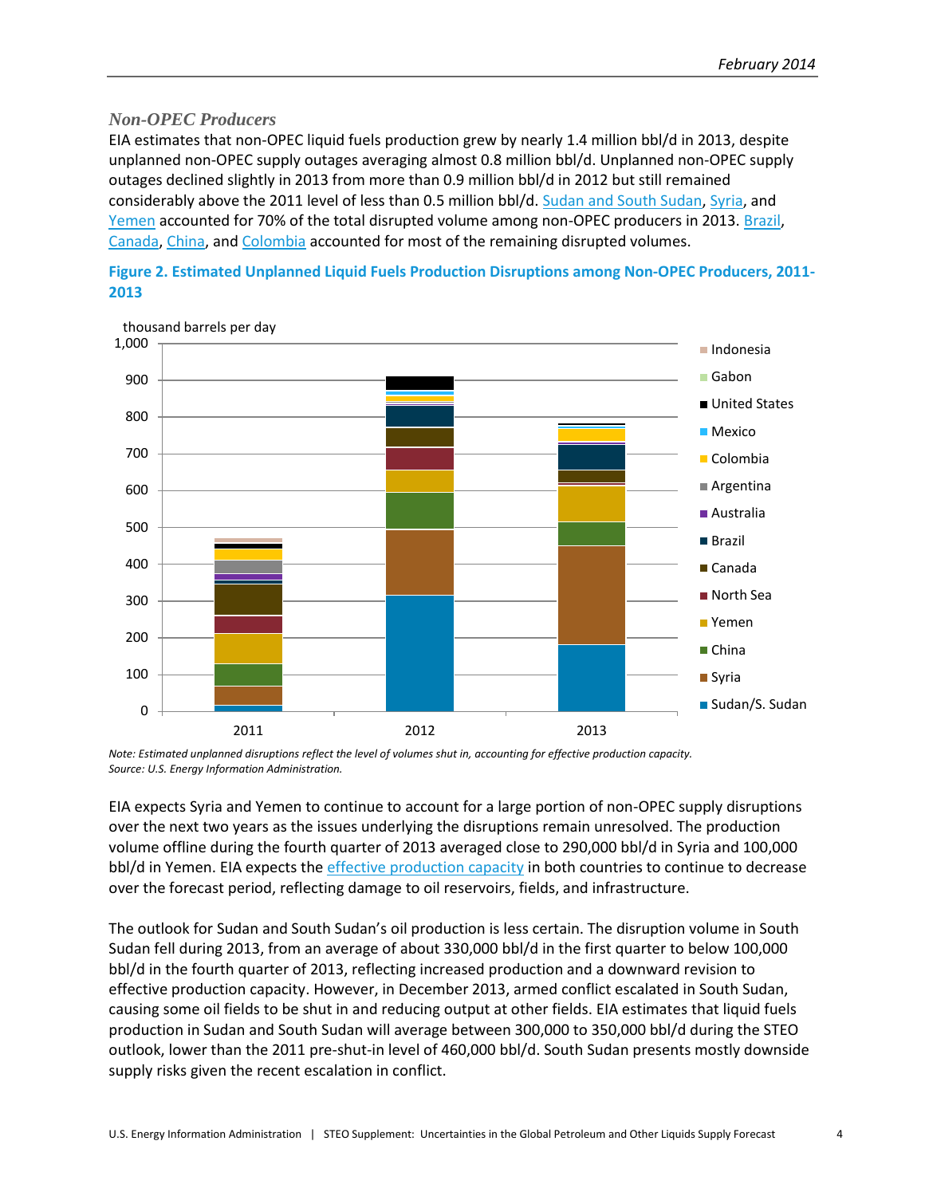### Non-OPEC Producers

EIA estimates that non-OPEC liquid fuels production grew by nearly 1.4 million bbl/d in 2013, despite unplanned non-OPEC supply outages averaging almost 0.8 million bbl/d. Unplanned non-OPEC supply outages declined slightly in 2013 from more than 0.9 million bbl/d in 2012 but still remained considerably above the 2011 level of less than 0.5 million bbl/d. Sudan and South Sudan, Syria, and Yemen accounted for 70% of the total disrupted volume among non-OPEC producers in 2013. Brazil, Canada, China, and Colombia accounted for most of the remaining disrupted volumes.

**Figure 2. Estimated Unplanned Liquid Fuels Production Disruptions among Non-OPEC Producers, 2011-2013**

*Note: Estimated unplanned disruptions reflect the level of volumes shut in, accounting for effective production capacity.*
*Source: U.S. Energy Information Administration.*

EIA expects Syria and Yemen to continue to account for a large portion of non-OPEC supply disruptions over the next two years as the issues underlying the disruptions remain unresolved. The production volume offline during the fourth quarter of 2013 averaged close to 290,000 bbl/d in Syria and 100,000 bbl/d in Yemen. EIA expects the effective production capacity in both countries to continue to decrease over the forecast period, reflecting damage to oil reservoirs, fields, and infrastructure.

The outlook for Sudan and South Sudan's oil production is less certain. The disruption volume in South Sudan fell during 2013, from an average of about 330,000 bbl/d in the first quarter to below 100,000 bbl/d in the fourth quarter of 2013, reflecting increased production and a downward revision to effective production capacity. However, in December 2013, armed conflict escalated in South Sudan, causing some oil fields to be shut in and reducing output at other fields. EIA estimates that liquid fuels production in Sudan and South Sudan will average between 300,000 to 350,000 bbl/d during the STEO outlook, lower than the 2011 pre-shut-in level of 460,000 bbl/d. South Sudan presents mostly downside supply risks given the recent escalation in conflict.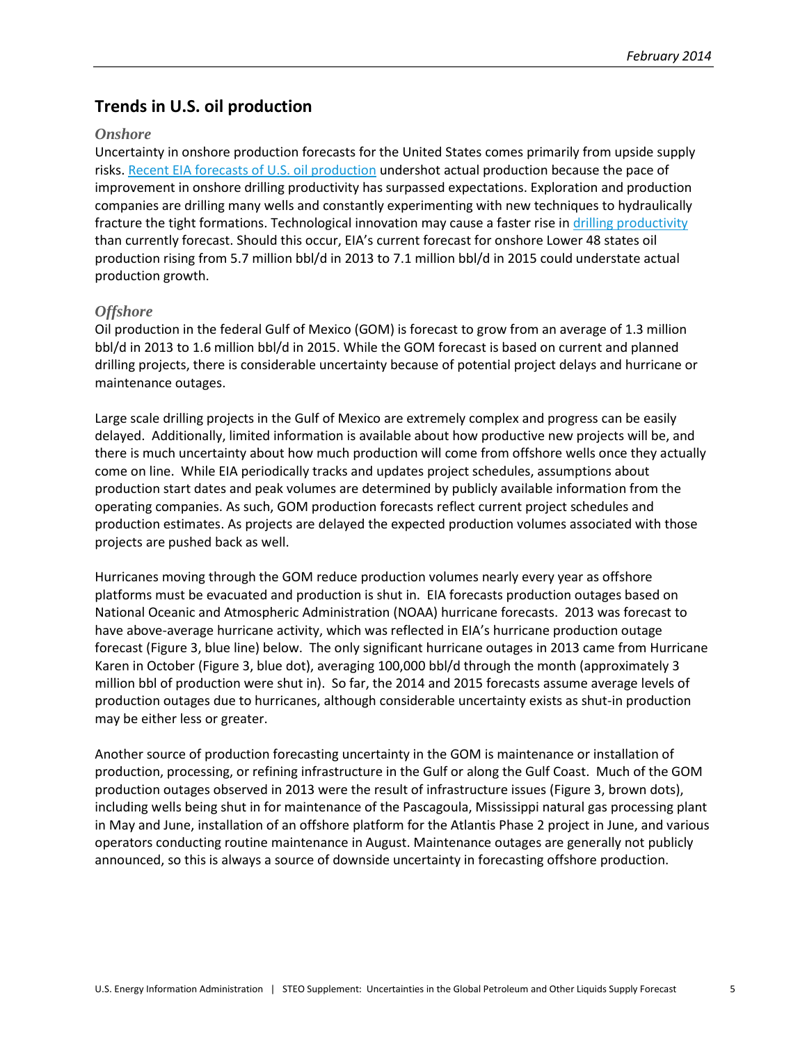## Trends in U.S. oil production

### *Onshore*

Uncertainty in onshore production forecasts for the United States comes primarily from upside supply risks. Recent EIA forecasts of U.S. oil production undershot actual production because the pace of improvement in onshore drilling productivity has surpassed expectations. Exploration and production companies are drilling many wells and constantly experimenting with new techniques to hydraulically fracture the tight formations. Technological innovation may cause a faster rise in drilling productivity than currently forecast. Should this occur, EIA's current forecast for onshore Lower 48 states oil production rising from 5.7 million bbl/d in 2013 to 7.1 million bbl/d in 2015 could understate actual production growth.

### *Offshore*

Oil production in the federal Gulf of Mexico (GOM) is forecast to grow from an average of 1.3 million bbl/d in 2013 to 1.6 million bbl/d in 2015. While the GOM forecast is based on current and planned drilling projects, there is considerable uncertainty because of potential project delays and hurricane or maintenance outages.

Large scale drilling projects in the Gulf of Mexico are extremely complex and progress can be easily delayed. Additionally, limited information is available about how productive new projects will be, and there is much uncertainty about how much production will come from offshore wells once they actually come on line. While EIA periodically tracks and updates project schedules, assumptions about production start dates and peak volumes are determined by publicly available information from the operating companies. As such, GOM production forecasts reflect current project schedules and production estimates. As projects are delayed the expected production volumes associated with those projects are pushed back as well.

Hurricanes moving through the GOM reduce production volumes nearly every year as offshore platforms must be evacuated and production is shut in. EIA forecasts production outages based on National Oceanic and Atmospheric Administration (NOAA) hurricane forecasts. 2013 was forecast to have above-average hurricane activity, which was reflected in EIA's hurricane production outage forecast (Figure 3, blue line) below. The only significant hurricane outages in 2013 came from Hurricane Karen in October (Figure 3, blue dot), averaging 100,000 bbl/d through the month (approximately 3 million bbl of production were shut in). So far, the 2014 and 2015 forecasts assume average levels of production outages due to hurricanes, although considerable uncertainty exists as shut-in production may be either less or greater.

Another source of production forecasting uncertainty in the GOM is maintenance or installation of production, processing, or refining infrastructure in the Gulf or along the Gulf Coast. Much of the GOM production outages observed in 2013 were the result of infrastructure issues (Figure 3, brown dots), including wells being shut in for maintenance of the Pascagoula, Mississippi natural gas processing plant in May and June, installation of an offshore platform for the Atlantis Phase 2 project in June, and various operators conducting routine maintenance in August. Maintenance outages are generally not publicly announced, so this is always a source of downside uncertainty in forecasting offshore production.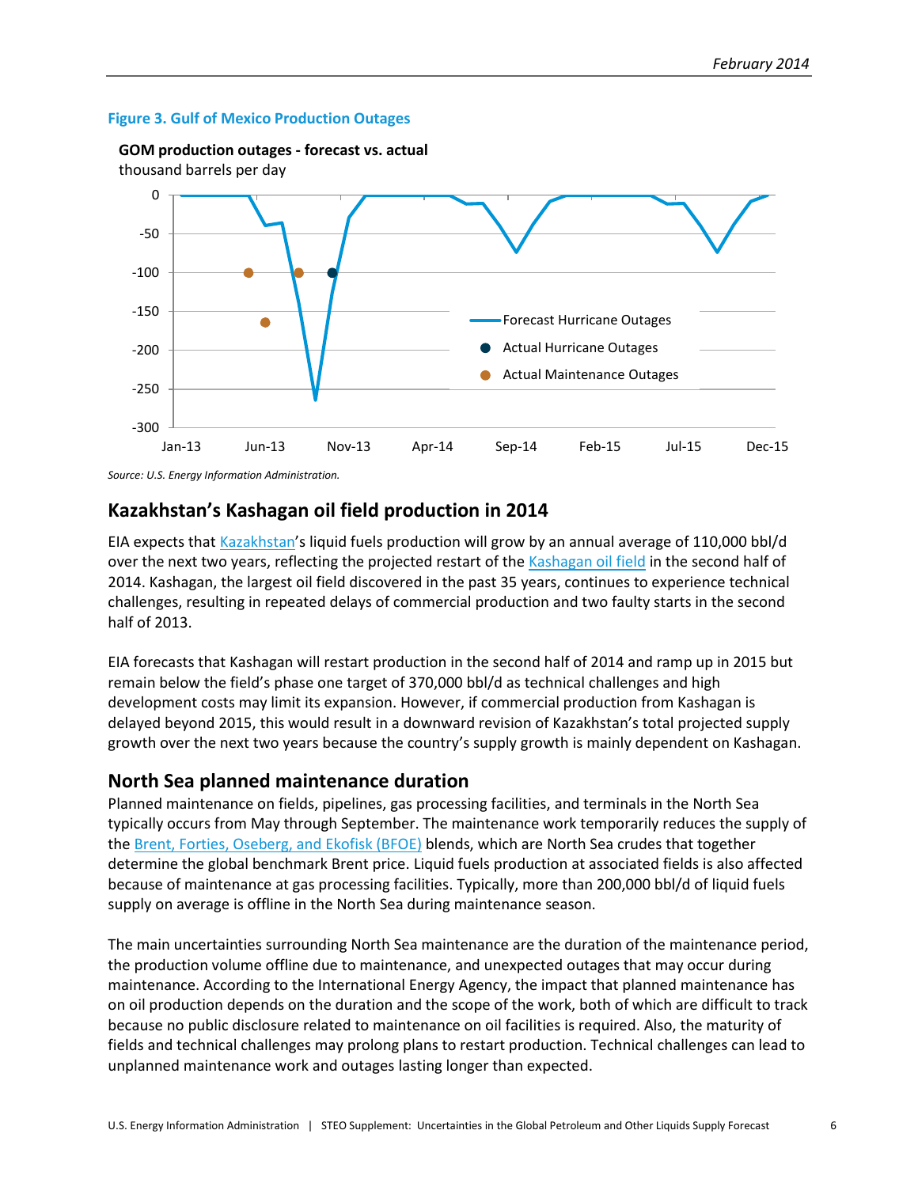**Figure 3. Gulf of Mexico Production Outages**

**GOM production outages - forecast vs. actual**
thousand barrels per day

0
-50
-100
-150
-200
-250
-300

Jan-13
Jun-13
Nov-13
Apr-14
Sep-14
Feb-15
Jul-15
Dec-15

Forecast Hurricane Outages
Actual Hurricane Outages
Actual Maintenance Outages

*Source: U.S. Energy Information Administration.*

## Kazakhstan's Kashagan oil field production in 2014

EIA expects that Kazakhstan's liquid fuels production will grow by an annual average of 110,000 bbl/d over the next two years, reflecting the projected restart of the Kashagan oil field in the second half of 2014. Kashagan, the largest oil field discovered in the past 35 years, continues to experience technical challenges, resulting in repeated delays of commercial production and two faulty starts in the second half of 2013.

EIA forecasts that Kashagan will restart production in the second half of 2014 and ramp up in 2015 but remain below the field's phase one target of 370,000 bbl/d as technical challenges and high development costs may limit its expansion. However, if commercial production from Kashagan is delayed beyond 2015, this would result in a downward revision of Kazakhstan's total projected supply growth over the next two years because the country's supply growth is mainly dependent on Kashagan.

## North Sea planned maintenance duration

Planned maintenance on fields, pipelines, gas processing facilities, and terminals in the North Sea typically occurs from May through September. The maintenance work temporarily reduces the supply of the Brent, Forties, Oseberg, and Ekofisk (BFOE) blends, which are North Sea crudes that together determine the global benchmark Brent price. Liquid fuels production at associated fields is also affected because of maintenance at gas processing facilities. Typically, more than 200,000 bbl/d of liquid fuels supply on average is offline in the North Sea during maintenance season.

The main uncertainties surrounding North Sea maintenance are the duration of the maintenance period, the production volume offline due to maintenance, and unexpected outages that may occur during maintenance. According to the International Energy Agency, the impact that planned maintenance has on oil production depends on the duration and the scope of the work, both of which are difficult to track because no public disclosure related to maintenance on oil facilities is required. Also, the maturity of fields and technical challenges may prolong plans to restart production. Technical challenges can lead to unplanned maintenance work and outages lasting longer than expected.